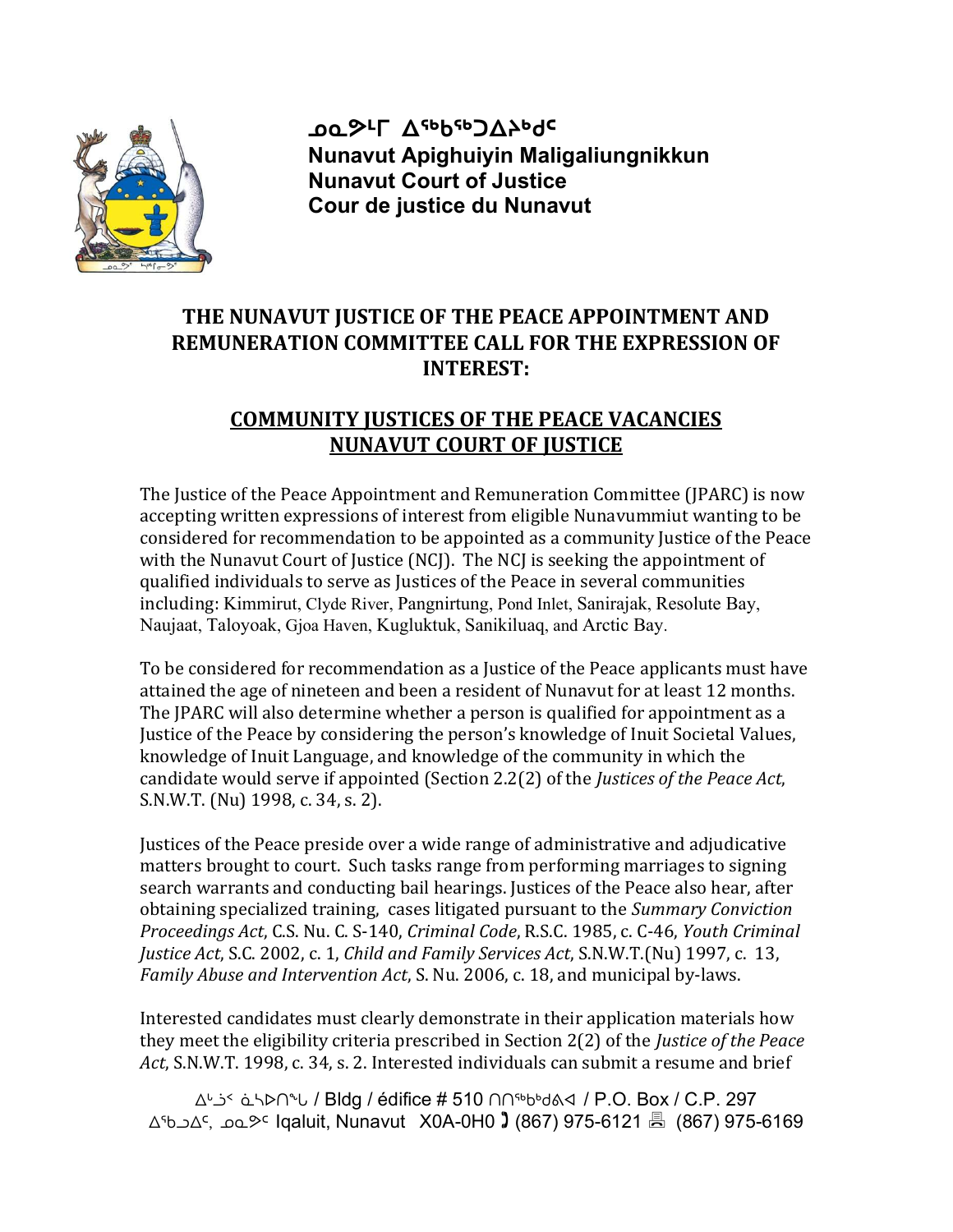ᓄᓇᕗᒻᒥ ᐃᖅᑲᖅᑐᐃᔨᒃᑯᑦ
**Nunavut Apighuiyin Maligaliungnikkun**
**Nunavut Court of Justice**
**Cour de justice du Nunavut**

## THE NUNAVUT JUSTICE OF THE PEACE APPOINTMENT AND REMUNERATION COMMITTEE CALL FOR THE EXPRESSION OF INTEREST:

## COMMUNITY JUSTICES OF THE PEACE VACANCIES NUNAVUT COURT OF JUSTICE

The Justice of the Peace Appointment and Remuneration Committee (JPARC) is now accepting written expressions of interest from eligible Nunavummiut wanting to be considered for recommendation to be appointed as a community Justice of the Peace with the Nunavut Court of Justice (NCJ). The NCJ is seeking the appointment of qualified individuals to serve as Justices of the Peace in several communities including: Kimmirut, Clyde River, Pangnirtung, Pond Inlet, Sanirajak, Resolute Bay, Naujaat, Taloyoak, Gjoa Haven, Kugluktuk, Sanikiluaq, and Arctic Bay.

To be considered for recommendation as a Justice of the Peace applicants must have attained the age of nineteen and been a resident of Nunavut for at least 12 months. The JPARC will also determine whether a person is qualified for appointment as a Justice of the Peace by considering the person's knowledge of Inuit Societal Values, knowledge of Inuit Language, and knowledge of the community in which the candidate would serve if appointed (Section 2.2(2) of the *Justices of the Peace Act*, S.N.W.T. (Nu) 1998, c. 34, s. 2).

Justices of the Peace preside over a wide range of administrative and adjudicative matters brought to court. Such tasks range from performing marriages to signing search warrants and conducting bail hearings. Justices of the Peace also hear, after obtaining specialized training, cases litigated pursuant to the *Summary Conviction Proceedings Act*, C.S. Nu. C. S-140, *Criminal Code*, R.S.C. 1985, c. C-46, *Youth Criminal Justice Act*, S.C. 2002, c. 1, *Child and Family Services Act*, S.N.W.T.(Nu) 1997, c. 13, *Family Abuse and Intervention Act*, S. Nu. 2006, c. 18, and municipal by-laws.

Interested candidates must clearly demonstrate in their application materials how they meet the eligibility criteria prescribed in Section 2(2) of the *Justice of the Peace Act*, S.N.W.T. 1998, c. 34, s. 2. Interested individuals can submit a resume and brief

ᐃᒡᓗᔾ ᓈᓴᐅᑎᖓ / Bldg / édifice # 510 ᑎᑎᖅᑲᒃᑯᕝᕕᐊ / P.O. Box / C.P. 297
ᐃᖃᓗᐃᑦ, ᓄᓇᕗᑦ Iqaluit, Nunavut X0A-0H0 (867) 975-6121 (867) 975-6169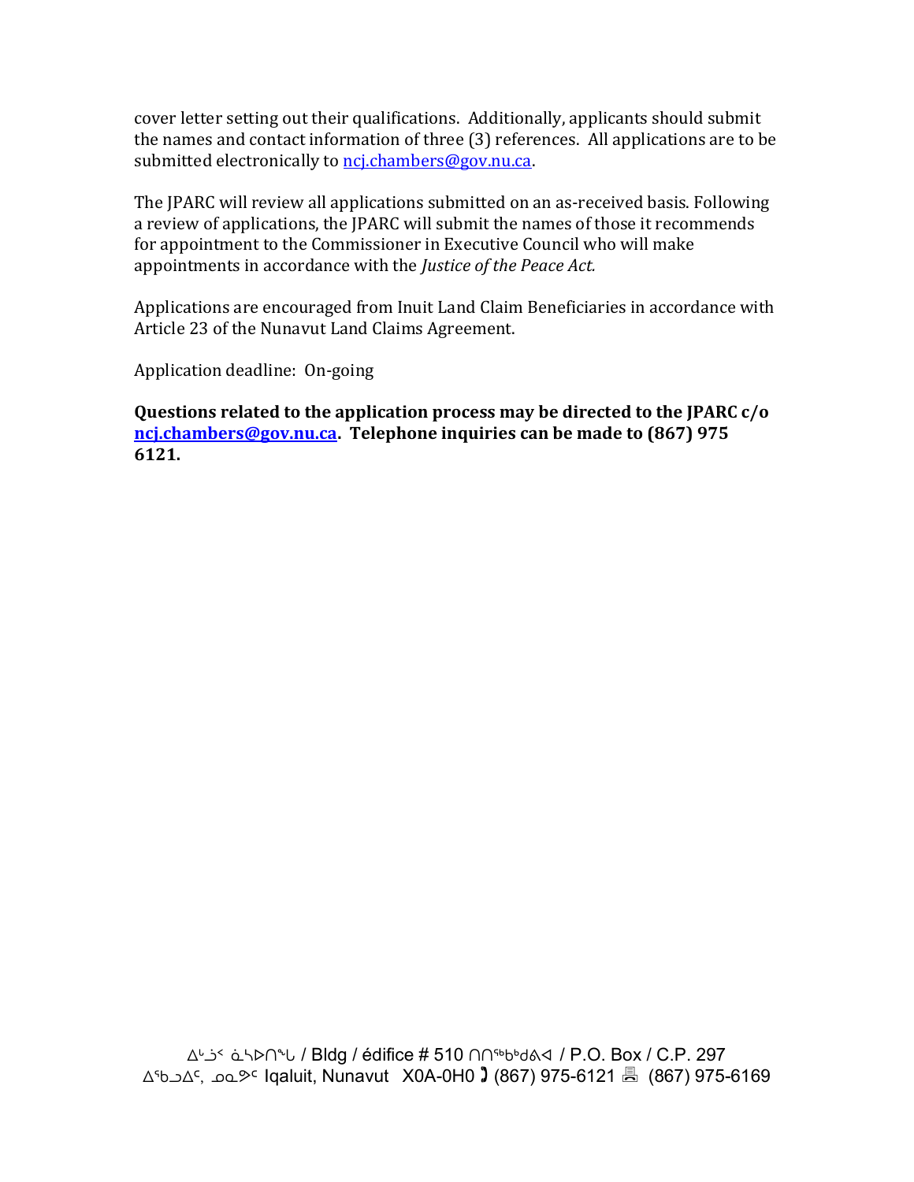cover letter setting out their qualifications. Additionally, applicants should submit the names and contact information of three (3) references. All applications are to be submitted electronically to ncj.chambers@gov.nu.ca.

The JPARC will review all applications submitted on an as-received basis. Following a review of applications, the JPARC will submit the names of those it recommends for appointment to the Commissioner in Executive Council who will make appointments in accordance with the *Justice of the Peace Act.*

Applications are encouraged from Inuit Land Claim Beneficiaries in accordance with Article 23 of the Nunavut Land Claims Agreement.

Application deadline: On-going

**Questions related to the application process may be directed to the JPARC c/o ncj.chambers@gov.nu.ca. Telephone inquiries can be made to (867) 975 6121.**